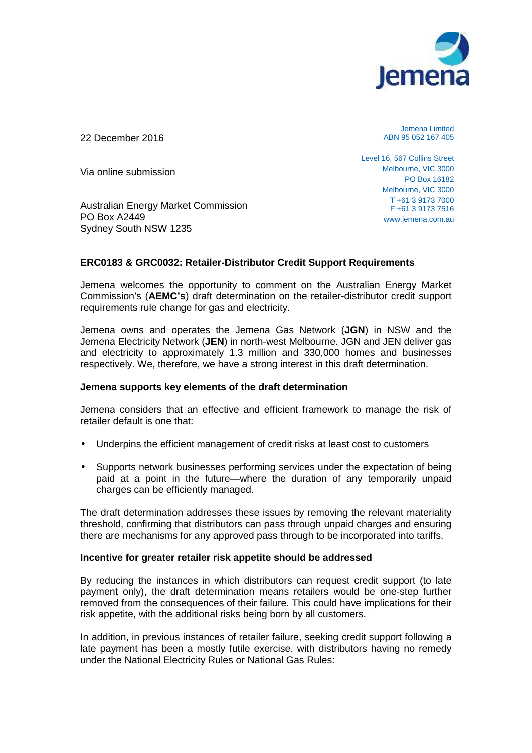Jemena

22 December 2016

Via online submission

Australian Energy Market Commission
PO Box A2449
Sydney South NSW 1235

Jemena Limited
ABN 95 052 167 405

Level 16, 567 Collins Street
Melbourne, VIC 3000
PO Box 16182
Melbourne, VIC 3000
T +61 3 9173 7000
F +61 3 9173 7516
www.jemena.com.au

**ERC0183 & GRC0032: Retailer-Distributor Credit Support Requirements**

Jemena welcomes the opportunity to comment on the Australian Energy Market Commission's (**AEMC's**) draft determination on the retailer-distributor credit support requirements rule change for gas and electricity.

Jemena owns and operates the Jemena Gas Network (**JGN**) in NSW and the Jemena Electricity Network (**JEN**) in north-west Melbourne. JGN and JEN deliver gas and electricity to approximately 1.3 million and 330,000 homes and businesses respectively. We, therefore, we have a strong interest in this draft determination.

**Jemena supports key elements of the draft determination**

Jemena considers that an effective and efficient framework to manage the risk of retailer default is one that:

- Underpins the efficient management of credit risks at least cost to customers
- Supports network businesses performing services under the expectation of being paid at a point in the future—where the duration of any temporarily unpaid charges can be efficiently managed.

The draft determination addresses these issues by removing the relevant materiality threshold, confirming that distributors can pass through unpaid charges and ensuring there are mechanisms for any approved pass through to be incorporated into tariffs.

**Incentive for greater retailer risk appetite should be addressed**

By reducing the instances in which distributors can request credit support (to late payment only), the draft determination means retailers would be one-step further removed from the consequences of their failure. This could have implications for their risk appetite, with the additional risks being born by all customers.

In addition, in previous instances of retailer failure, seeking credit support following a late payment has been a mostly futile exercise, with distributors having no remedy under the National Electricity Rules or National Gas Rules: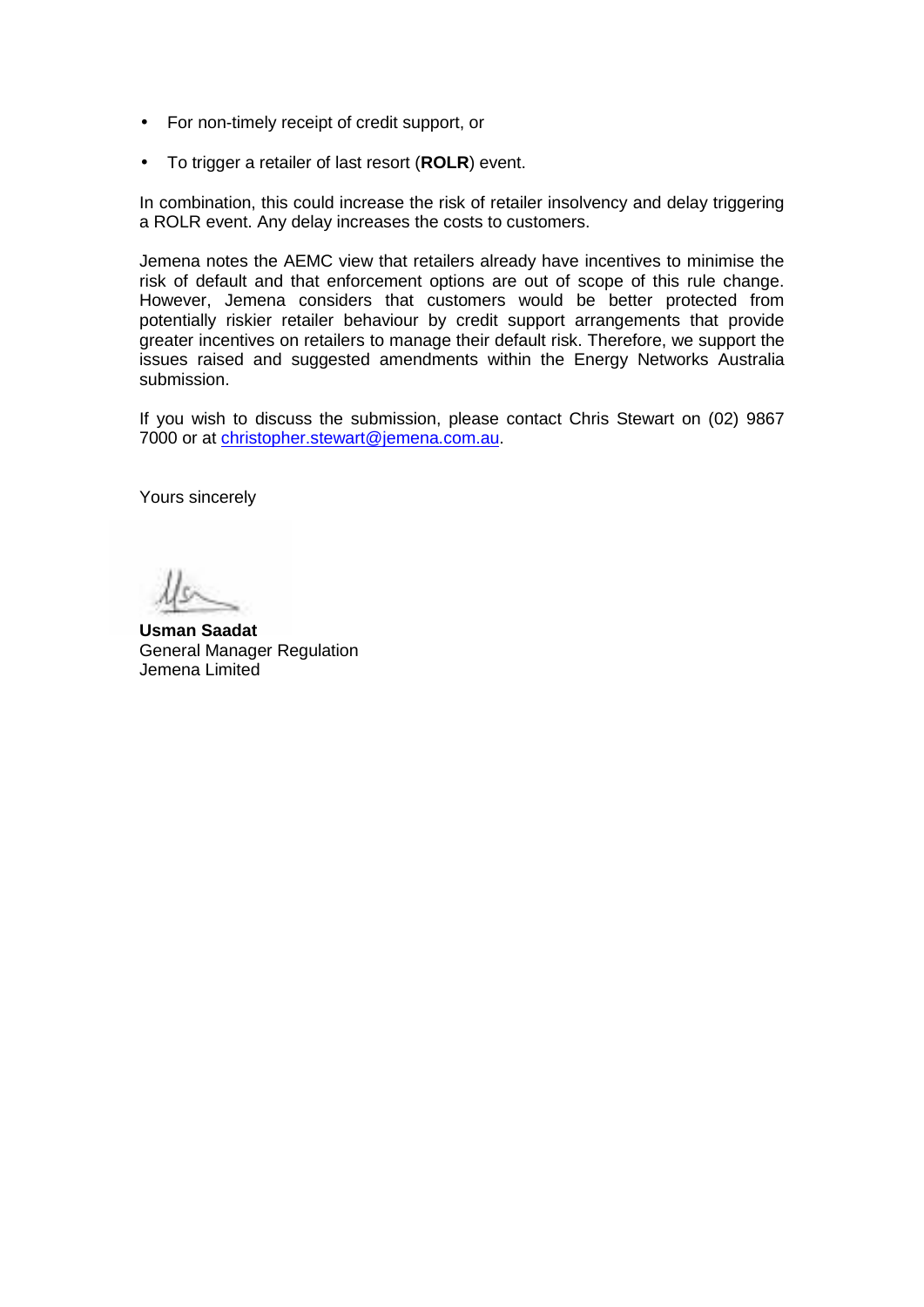- For non-timely receipt of credit support, or
- To trigger a retailer of last resort (**ROLR**) event.

In combination, this could increase the risk of retailer insolvency and delay triggering a ROLR event. Any delay increases the costs to customers.

Jemena notes the AEMC view that retailers already have incentives to minimise the risk of default and that enforcement options are out of scope of this rule change. However, Jemena considers that customers would be better protected from potentially riskier retailer behaviour by credit support arrangements that provide greater incentives on retailers to manage their default risk. Therefore, we support the issues raised and suggested amendments within the Energy Networks Australia submission.

If you wish to discuss the submission, please contact Chris Stewart on (02) 9867 7000 or at christopher.stewart@jemena.com.au.

Yours sincerely

**Usman Saadat**
General Manager Regulation
Jemena Limited